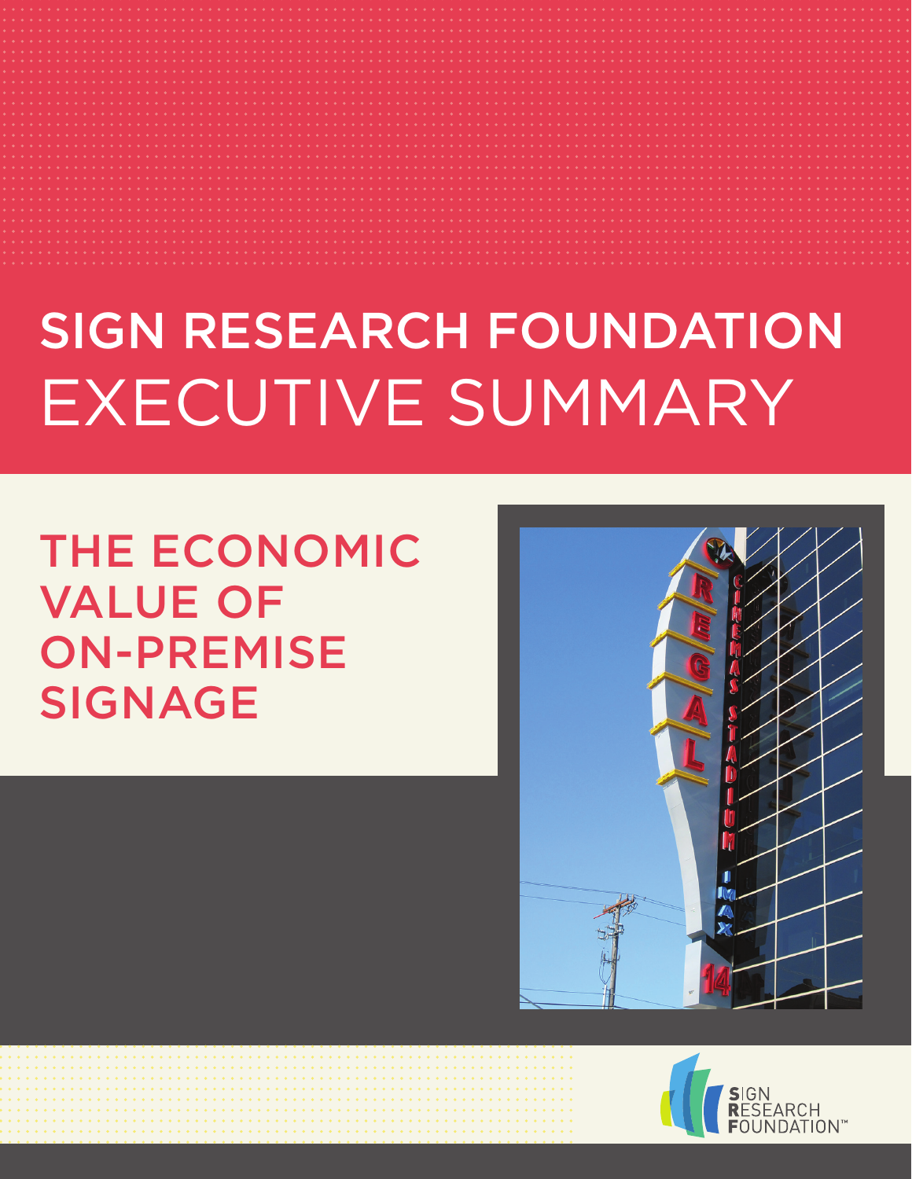# SIGN RESEARCH FOUNDATION EXECUTIVE SUMMARY

## THE ECONOMIC VALUE OF ON-PREMISE SIGNAGE

SIGN RESEARCH FOUNDATION™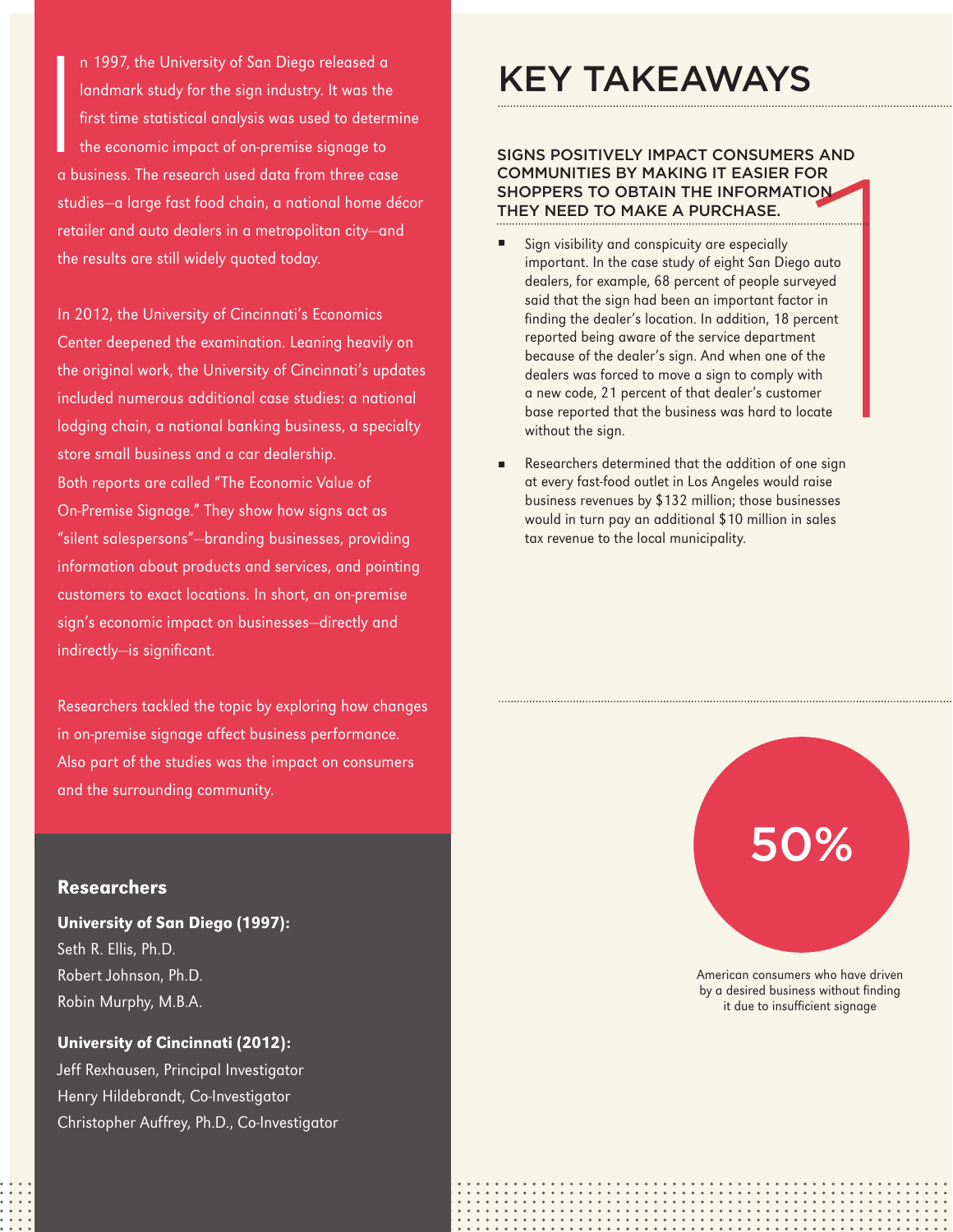In 1997, the University of San Diego released a landmark study for the sign industry. It was the first time statistical analysis was used to determine the economic impact of on-premise signage to a business. The research used data from three case studies—a large fast food chain, a national home décor retailer and auto dealers in a metropolitan city—and the results are still widely quoted today.

In 2012, the University of Cincinnati's Economics Center deepened the examination. Leaning heavily on the original work, the University of Cincinnati's updates included numerous additional case studies: a national lodging chain, a national banking business, a specialty store small business and a car dealership. Both reports are called "The Economic Value of On-Premise Signage." They show how signs act as "silent salespersons"—branding businesses, providing information about products and services, and pointing customers to exact locations. In short, an on-premise sign's economic impact on businesses—directly and indirectly—is significant.

Researchers tackled the topic by exploring how changes in on-premise signage affect business performance. Also part of the studies was the impact on consumers and the surrounding community.

### Researchers

**University of San Diego (1997):**
Seth R. Ellis, Ph.D.
Robert Johnson, Ph.D.
Robin Murphy, M.B.A.

**University of Cincinnati (2012):**
Jeff Rexhausen, Principal Investigator
Henry Hildebrandt, Co-Investigator
Christopher Auffrey, Ph.D., Co-Investigator

# KEY TAKEAWAYS

## 1

### SIGNS POSITIVELY IMPACT CONSUMERS AND COMMUNITIES BY MAKING IT EASIER FOR SHOPPERS TO OBTAIN THE INFORMATION THEY NEED TO MAKE A PURCHASE.

- Sign visibility and conspicuity are especially important. In the case study of eight San Diego auto dealers, for example, 68 percent of people surveyed said that the sign had been an important factor in finding the dealer's location. In addition, 18 percent reported being aware of the service department because of the dealer's sign. And when one of the dealers was forced to move a sign to comply with a new code, 21 percent of that dealer's customer base reported that the business was hard to locate without the sign.
- Researchers determined that the addition of one sign at every fast-food outlet in Los Angeles would raise business revenues by $132 million; those businesses would in turn pay an additional $10 million in sales tax revenue to the local municipality.

**50%**

American consumers who have driven by a desired business without finding it due to insufficient signage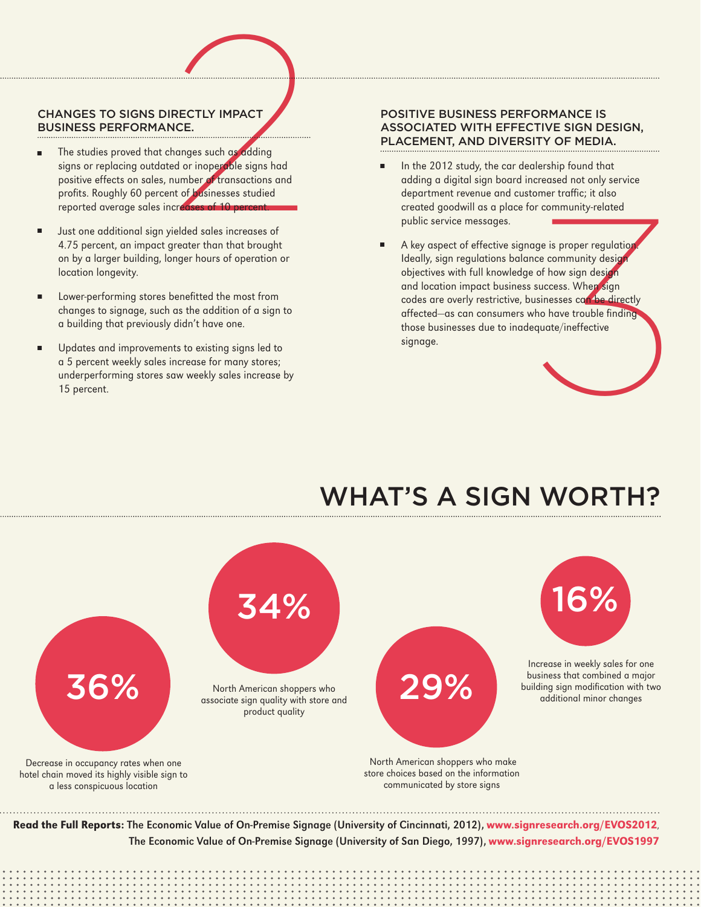## CHANGES TO SIGNS DIRECTLY IMPACT BUSINESS PERFORMANCE.

- The studies proved that changes such as adding signs or replacing outdated or inoperable signs had positive effects on sales, number of transactions and profits. Roughly 60 percent of businesses studied reported average sales increases of 10 percent.
- Just one additional sign yielded sales increases of 4.75 percent, an impact greater than that brought on by a larger building, longer hours of operation or location longevity.
- Lower-performing stores benefitted the most from changes to signage, such as the addition of a sign to a building that previously didn't have one.
- Updates and improvements to existing signs led to a 5 percent weekly sales increase for many stores; underperforming stores saw weekly sales increase by 15 percent.

## POSITIVE BUSINESS PERFORMANCE IS ASSOCIATED WITH EFFECTIVE SIGN DESIGN, PLACEMENT, AND DIVERSITY OF MEDIA.

- In the 2012 study, the car dealership found that adding a digital sign board increased not only service department revenue and customer traffic; it also created goodwill as a place for community-related public service messages.
- A key aspect of effective signage is proper regulation. Ideally, sign regulations balance community design objectives with full knowledge of how sign design and location impact business success. When sign codes are overly restrictive, businesses can be directly affected—as can consumers who have trouble finding those businesses due to inadequate/ineffective signage.

# WHAT'S A SIGN WORTH?

**36%**

Decrease in occupancy rates when one hotel chain moved its highly visible sign to a less conspicuous location

**34%**

North American shoppers who associate sign quality with store and product quality

**29%**

North American shoppers who make store choices based on the information communicated by store signs

**16%**

Increase in weekly sales for one business that combined a major building sign modification with two additional minor changes

**Read the Full Reports:** The Economic Value of On-Premise Signage (University of Cincinnati, 2012), **www.signresearch.org/EVOS2012**, The Economic Value of On-Premise Signage (University of San Diego, 1997), **www.signresearch.org/EVOS1997**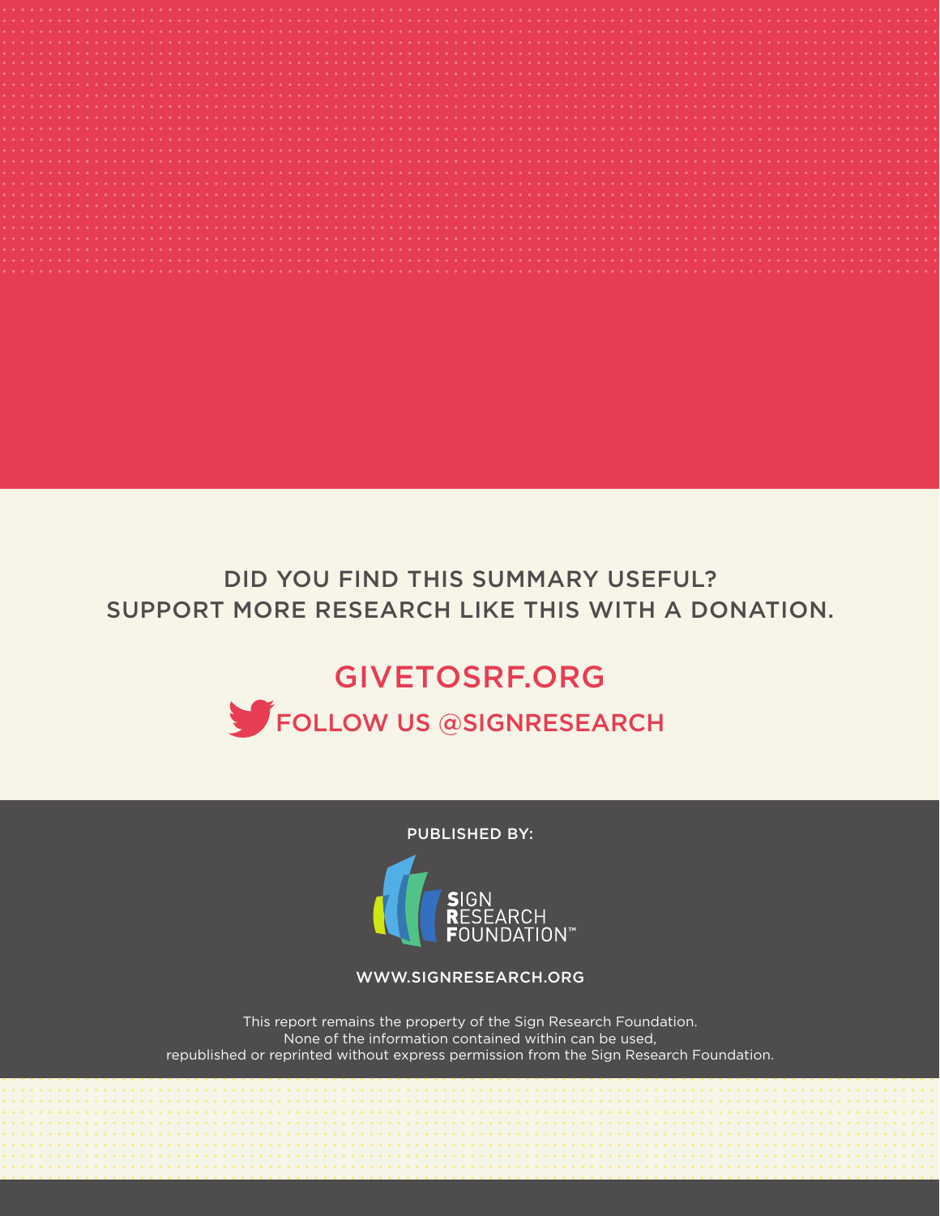DID YOU FIND THIS SUMMARY USEFUL?
SUPPORT MORE RESEARCH LIKE THIS WITH A DONATION.

GIVETOSRF.ORG

FOLLOW US @SIGNRESEARCH

PUBLISHED BY:

SIGN RESEARCH FOUNDATION™

WWW.SIGNRESEARCH.ORG

This report remains the property of the Sign Research Foundation.
None of the information contained within can be used,
republished or reprinted without express permission from the Sign Research Foundation.